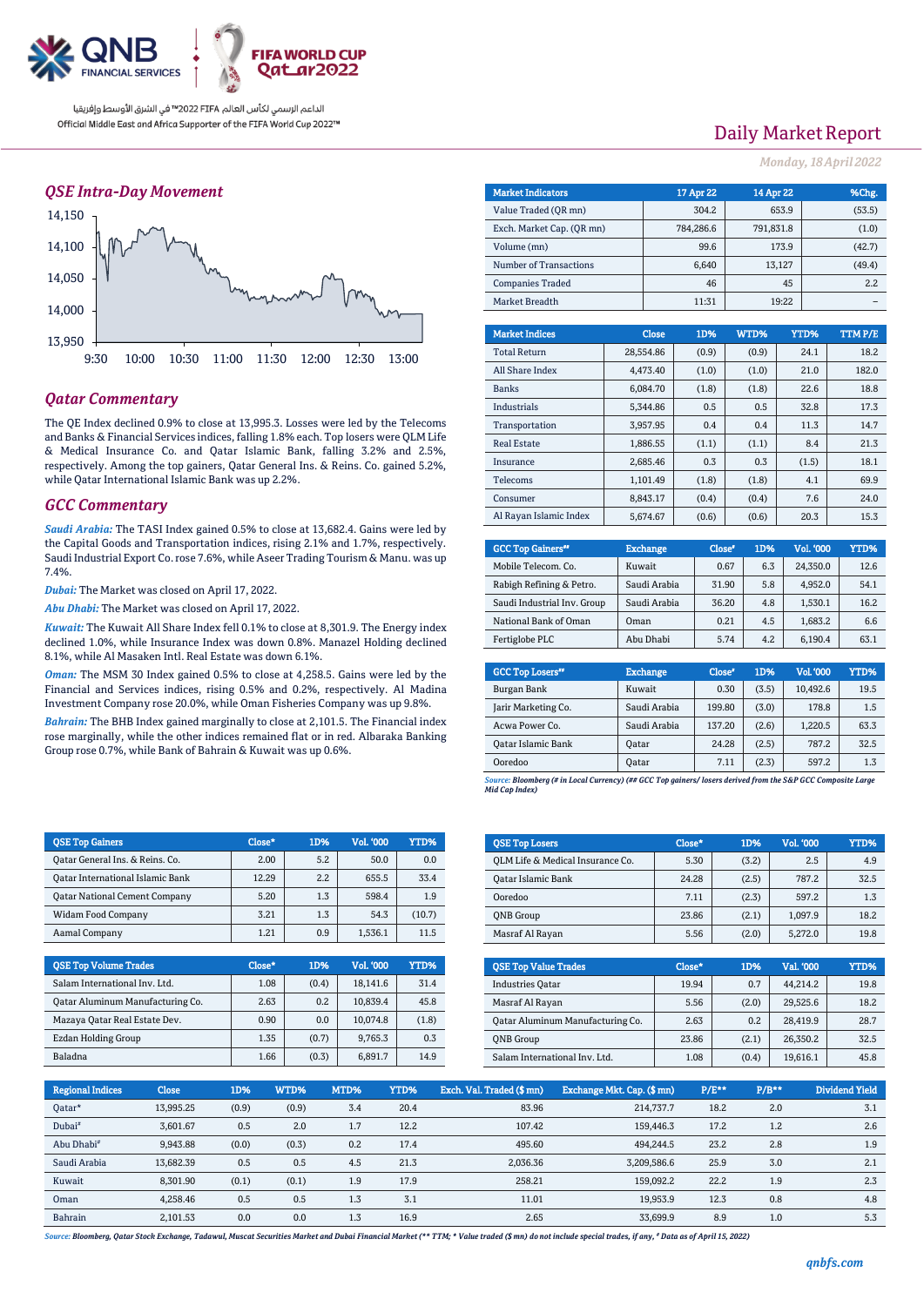QNB FINANCIAL SERVICES

FIFA WORLD CUP Qatar2022

الداعم الرسمي لكأس العالم FIFA 2022™ في الشرق الأوسط وإفريقيا
Official Middle East and Africa Supporter of the FIFA World Cup 2022™

# Daily Market Report

*Monday, 18 April 2022*

## QSE Intra-Day Movement

## Qatar Commentary

The QE Index declined 0.9% to close at 13,995.3. Losses were led by the Telecoms and Banks & Financial Services indices, falling 1.8% each. Top losers were QLM Life & Medical Insurance Co. and Qatar Islamic Bank, falling 3.2% and 2.5%, respectively. Among the top gainers, Qatar General Ins. & Reins. Co. gained 5.2%, while Qatar International Islamic Bank was up 2.2%.

## GCC Commentary

*Saudi Arabia:* The TASI Index gained 0.5% to close at 13,682.4. Gains were led by the Capital Goods and Transportation indices, rising 2.1% and 1.7%, respectively. Saudi Industrial Export Co. rose 7.6%, while Aseer Trading Tourism & Manu. was up 7.4%.

*Dubai:* The Market was closed on April 17, 2022.

*Abu Dhabi:* The Market was closed on April 17, 2022.

*Kuwait:* The Kuwait All Share Index fell 0.1% to close at 8,301.9. The Energy index declined 1.0%, while Insurance Index was down 0.8%. Manazel Holding declined 8.1%, while Al Masaken Intl. Real Estate was down 6.1%.

*Oman:* The MSM 30 Index gained 0.5% to close at 4,258.5. Gains were led by the Financial and Services indices, rising 0.5% and 0.2%, respectively. Al Madina Investment Company rose 20.0%, while Oman Fisheries Company was up 9.8%.

*Bahrain:* The BHB Index gained marginally to close at 2,101.5. The Financial index rose marginally, while the other indices remained flat or in red. Albaraka Banking Group rose 0.7%, while Bank of Bahrain & Kuwait was up 0.6%.

| Market Indicators | 17 Apr 22 | 14 Apr 22 | %Chg. |
|---|---|---|---|
| Value Traded (QR mn) | 304.2 | 653.9 | (53.5) |
| Exch. Market Cap. (QR mn) | 784,286.6 | 791,831.8 | (1.0) |
| Volume (mn) | 99.6 | 173.9 | (42.7) |
| Number of Transactions | 6,640 | 13,127 | (49.4) |
| Companies Traded | 46 | 45 | 2.2 |
| Market Breadth | 11:31 | 19:22 | – |

| Market Indices | Close | 1D% | WTD% | YTD% | TTM P/E |
|---|---|---|---|---|---|
| Total Return | 28,554.86 | (0.9) | (0.9) | 24.1 | 18.2 |
| All Share Index | 4,473.40 | (1.0) | (1.0) | 21.0 | 182.0 |
| Banks | 6,084.70 | (1.8) | (1.8) | 22.6 | 18.8 |
| Industrials | 5,344.86 | 0.5 | 0.5 | 32.8 | 17.3 |
| Transportation | 3,957.95 | 0.4 | 0.4 | 11.3 | 14.7 |
| Real Estate | 1,886.55 | (1.1) | (1.1) | 8.4 | 21.3 |
| Insurance | 2,685.46 | 0.3 | 0.3 | (1.5) | 18.1 |
| Telecoms | 1,101.49 | (1.8) | (1.8) | 4.1 | 69.9 |
| Consumer | 8,843.17 | (0.4) | (0.4) | 7.6 | 24.0 |
| Al Rayan Islamic Index | 5,674.67 | (0.6) | (0.6) | 20.3 | 15.3 |

| GCC Top Gainers## | Exchange | Close# | 1D% | Vol. '000 | YTD% |
|---|---|---|---|---|---|
| Mobile Telecom. Co. | Kuwait | 0.67 | 6.3 | 24,350.0 | 12.6 |
| Rabigh Refining & Petro. | Saudi Arabia | 31.90 | 5.8 | 4,952.0 | 54.1 |
| Saudi Industrial Inv. Group | Saudi Arabia | 36.20 | 4.8 | 1,530.1 | 16.2 |
| National Bank of Oman | Oman | 0.21 | 4.5 | 1,683.2 | 6.6 |
| Fertiglobe PLC | Abu Dhabi | 5.74 | 4.2 | 6,190.4 | 63.1 |

| GCC Top Losers## | Exchange | Close# | 1D% | Vol. '000 | YTD% |
|---|---|---|---|---|---|
| Burgan Bank | Kuwait | 0.30 | (3.5) | 10,492.6 | 19.5 |
| Jarir Marketing Co. | Saudi Arabia | 199.80 | (3.0) | 178.8 | 1.5 |
| Acwa Power Co. | Saudi Arabia | 137.20 | (2.6) | 1,220.5 | 63.3 |
| Qatar Islamic Bank | Qatar | 24.28 | (2.5) | 787.2 | 32.5 |
| Ooredoo | Qatar | 7.11 | (2.3) | 597.2 | 1.3 |

*Source: Bloomberg (# in Local Currency) (## GCC Top gainers/ losers derived from the S&P GCC Composite Large Mid Cap Index)*

| QSE Top Gainers | Close* | 1D% | Vol. '000 | YTD% |
|---|---|---|---|---|
| Qatar General Ins. & Reins. Co. | 2.00 | 5.2 | 50.0 | 0.0 |
| Qatar International Islamic Bank | 12.29 | 2.2 | 655.5 | 33.4 |
| Qatar National Cement Company | 5.20 | 1.3 | 598.4 | 1.9 |
| Widam Food Company | 3.21 | 1.3 | 54.3 | (10.7) |
| Aamal Company | 1.21 | 0.9 | 1,536.1 | 11.5 |

| QSE Top Losers | Close* | 1D% | Vol. '000 | YTD% |
|---|---|---|---|---|
| QLM Life & Medical Insurance Co. | 5.30 | (3.2) | 2.5 | 4.9 |
| Qatar Islamic Bank | 24.28 | (2.5) | 787.2 | 32.5 |
| Ooredoo | 7.11 | (2.3) | 597.2 | 1.3 |
| QNB Group | 23.86 | (2.1) | 1,097.9 | 18.2 |
| Masraf Al Rayan | 5.56 | (2.0) | 5,272.0 | 19.8 |

| QSE Top Volume Trades | Close* | 1D% | Vol. '000 | YTD% |
|---|---|---|---|---|
| Salam International Inv. Ltd. | 1.08 | (0.4) | 18,141.6 | 31.4 |
| Qatar Aluminum Manufacturing Co. | 2.63 | 0.2 | 10,839.4 | 45.8 |
| Mazaya Qatar Real Estate Dev. | 0.90 | 0.0 | 10,074.8 | (1.8) |
| Ezdan Holding Group | 1.35 | (0.7) | 9,765.3 | 0.3 |
| Baladna | 1.66 | (0.3) | 6,891.7 | 14.9 |

| QSE Top Value Trades | Close* | 1D% | Val. '000 | YTD% |
|---|---|---|---|---|
| Industries Qatar | 19.94 | 0.7 | 44,214.2 | 19.8 |
| Masraf Al Rayan | 5.56 | (2.0) | 29,525.6 | 18.2 |
| Qatar Aluminum Manufacturing Co. | 2.63 | 0.2 | 28,419.9 | 28.7 |
| QNB Group | 23.86 | (2.1) | 26,350.2 | 32.5 |
| Salam International Inv. Ltd. | 1.08 | (0.4) | 19,616.1 | 45.8 |

| Regional Indices | Close | 1D% | WTD% | MTD% | YTD% | Exch. Val. Traded ($ mn) | Exchange Mkt. Cap. ($ mn) | P/E** | P/B** | Dividend Yield |
|---|---|---|---|---|---|---|---|---|---|---|
| Qatar* | 13,995.25 | (0.9) | (0.9) | 3.4 | 20.4 | 83.96 | 214,737.7 | 18.2 | 2.0 | 3.1 |
| Dubai# | 3,601.67 | 0.5 | 2.0 | 1.7 | 12.2 | 107.42 | 159,446.3 | 17.2 | 1.2 | 2.6 |
| Abu Dhabi# | 9,943.88 | (0.0) | (0.3) | 0.2 | 17.4 | 495.60 | 494,244.5 | 23.2 | 2.8 | 1.9 |
| Saudi Arabia | 13,682.39 | 0.5 | 0.5 | 4.5 | 21.3 | 2,036.36 | 3,209,586.6 | 25.9 | 3.0 | 2.1 |
| Kuwait | 8,301.90 | (0.1) | (0.1) | 1.9 | 17.9 | 258.21 | 159,092.2 | 22.2 | 1.9 | 2.3 |
| Oman | 4,258.46 | 0.5 | 0.5 | 1.3 | 3.1 | 11.01 | 19,953.9 | 12.3 | 0.8 | 4.8 |
| Bahrain | 2,101.53 | 0.0 | 0.0 | 1.3 | 16.9 | 2.65 | 33,699.9 | 8.9 | 1.0 | 5.3 |

*Source: Bloomberg, Qatar Stock Exchange, Tadawul, Muscat Securities Market and Dubai Financial Market (** TTM; * Value traded ($ mn) do not include special trades, if any, # Data as of April 15, 2022)*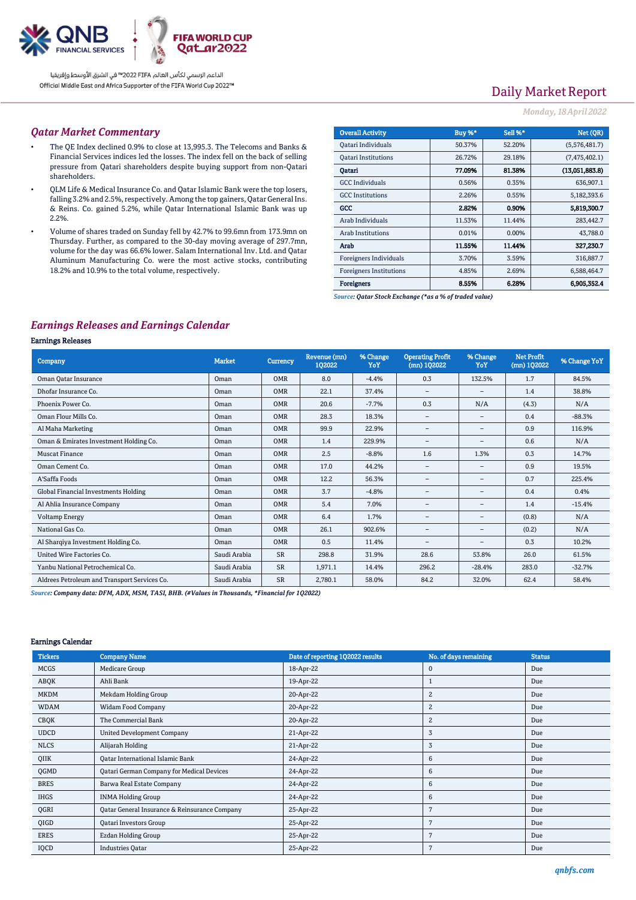Daily Market Report

*Monday, 18 April 2022*

## Qatar Market Commentary

- The QE Index declined 0.9% to close at 13,995.3. The Telecoms and Banks & Financial Services indices led the losses. The index fell on the back of selling pressure from Qatari shareholders despite buying support from non-Qatari shareholders.
- QLM Life & Medical Insurance Co. and Qatar Islamic Bank were the top losers, falling 3.2% and 2.5%, respectively. Among the top gainers, Qatar General Ins. & Reins. Co. gained 5.2%, while Qatar International Islamic Bank was up 2.2%.
- Volume of shares traded on Sunday fell by 42.7% to 99.6mn from 173.9mn on Thursday. Further, as compared to the 30-day moving average of 297.7mn, volume for the day was 66.6% lower. Salam International Inv. Ltd. and Qatar Aluminum Manufacturing Co. were the most active stocks, contributing 18.2% and 10.9% to the total volume, respectively.

| Overall Activity | Buy %* | Sell %* | Net (QR) |
|---|---|---|---|
| Qatari Individuals | 50.37% | 52.20% | (5,576,481.7) |
| Qatari Institutions | 26.72% | 29.18% | (7,475,402.1) |
| **Qatari** | **77.09%** | **81.38%** | **(13,051,883.8)** |
| GCC Individuals | 0.56% | 0.35% | 636,907.1 |
| GCC Institutions | 2.26% | 0.55% | 5,182,393.6 |
| **GCC** | **2.82%** | **0.90%** | **5,819,300.7** |
| Arab Individuals | 11.53% | 11.44% | 283,442.7 |
| Arab Institutions | 0.01% | 0.00% | 43,788.0 |
| **Arab** | **11.55%** | **11.44%** | **327,230.7** |
| Foreigners Individuals | 3.70% | 3.59% | 316,887.7 |
| Foreigners Institutions | 4.85% | 2.69% | 6,588,464.7 |
| **Foreigners** | **8.55%** | **6.28%** | **6,905,352.4** |

*Source: Qatar Stock Exchange (\*as a % of traded value)*

## Earnings Releases and Earnings Calendar

### Earnings Releases

| Company | Market | Currency | Revenue (mn) 1Q2022 | % Change YoY | Operating Profit (mn) 1Q2022 | % Change YoY | Net Profit (mn) 1Q2022 | % Change YoY |
|---|---|---|---|---|---|---|---|---|
| Oman Qatar Insurance | Oman | OMR | 8.0 | -4.4% | 0.3 | 132.5% | 1.7 | 84.5% |
| Dhofar Insurance Co. | Oman | OMR | 22.1 | 37.4% | – | – | 1.4 | 38.8% |
| Phoenix Power Co. | Oman | OMR | 20.6 | -7.7% | 0.3 | N/A | (4.3) | N/A |
| Oman Flour Mills Co. | Oman | OMR | 28.3 | 18.3% | – | – | 0.4 | -88.3% |
| Al Maha Marketing | Oman | OMR | 99.9 | 22.9% | – | – | 0.9 | 116.9% |
| Oman & Emirates Investment Holding Co. | Oman | OMR | 1.4 | 229.9% | – | – | 0.6 | N/A |
| Muscat Finance | Oman | OMR | 2.5 | -8.8% | 1.6 | 1.3% | 0.3 | 14.7% |
| Oman Cement Co. | Oman | OMR | 17.0 | 44.2% | – | – | 0.9 | 19.5% |
| A'Saffa Foods | Oman | OMR | 12.2 | 56.3% | – | – | 0.7 | 225.4% |
| Global Financial Investments Holding | Oman | OMR | 3.7 | -4.8% | – | – | 0.4 | 0.4% |
| Al Ahlia Insurance Company | Oman | OMR | 5.4 | 7.0% | – | – | 1.4 | -15.4% |
| Voltamp Energy | Oman | OMR | 6.4 | 1.7% | – | – | (0.8) | N/A |
| National Gas Co. | Oman | OMR | 26.1 | 902.6% | – | – | (0.2) | N/A |
| Al Sharqiya Investment Holding Co. | Oman | OMR | 0.5 | 11.4% | – | – | 0.3 | 10.2% |
| United Wire Factories Co. | Saudi Arabia | SR | 298.8 | 31.9% | 28.6 | 53.8% | 26.0 | 61.5% |
| Yanbu National Petrochemical Co. | Saudi Arabia | SR | 1,971.1 | 14.4% | 296.2 | -28.4% | 283.0 | -32.7% |
| Aldrees Petroleum and Transport Services Co. | Saudi Arabia | SR | 2,780.1 | 58.0% | 84.2 | 32.0% | 62.4 | 58.4% |

*Source: Company data: DFM, ADX, MSM, TASI, BHB. (#Values in Thousands, \*Financial for 1Q2022)*

### Earnings Calendar

| Tickers | Company Name | Date of reporting 1Q2022 results | No. of days remaining | Status |
|---|---|---|---|---|
| MCGS | Medicare Group | 18-Apr-22 | 0 | Due |
| ABQK | Ahli Bank | 19-Apr-22 | 1 | Due |
| MKDM | Mekdam Holding Group | 20-Apr-22 | 2 | Due |
| WDAM | Widam Food Company | 20-Apr-22 | 2 | Due |
| CBQK | The Commercial Bank | 20-Apr-22 | 2 | Due |
| UDCD | United Development Company | 21-Apr-22 | 3 | Due |
| NLCS | Alijarah Holding | 21-Apr-22 | 3 | Due |
| QIIK | Qatar International Islamic Bank | 24-Apr-22 | 6 | Due |
| QGMD | Qatari German Company for Medical Devices | 24-Apr-22 | 6 | Due |
| BRES | Barwa Real Estate Company | 24-Apr-22 | 6 | Due |
| IHGS | INMA Holding Group | 24-Apr-22 | 6 | Due |
| QGRI | Qatar General Insurance & Reinsurance Company | 25-Apr-22 | 7 | Due |
| QIGD | Qatari Investors Group | 25-Apr-22 | 7 | Due |
| ERES | Ezdan Holding Group | 25-Apr-22 | 7 | Due |
| IQCD | Industries Qatar | 25-Apr-22 | 7 | Due |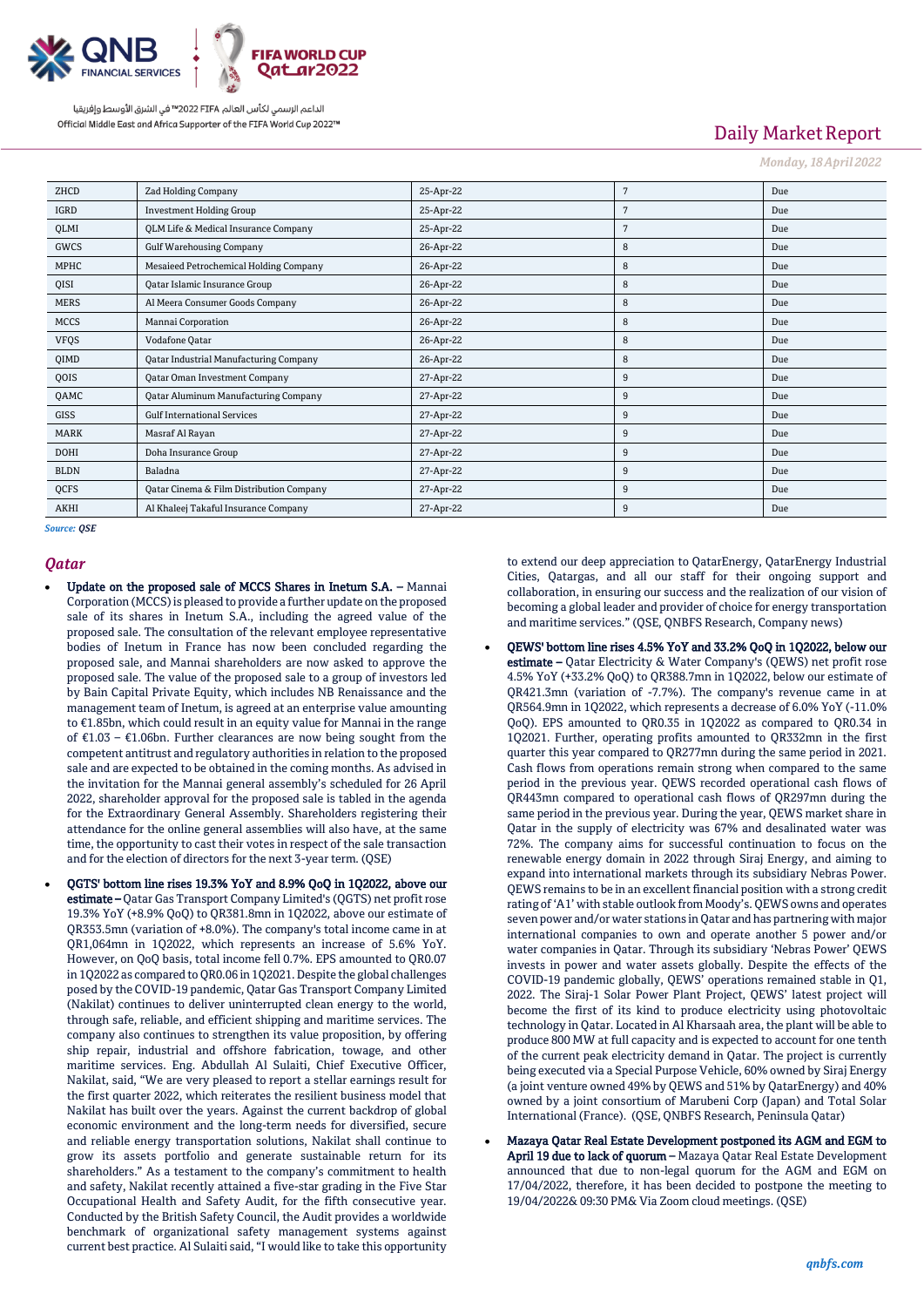| ZHCD | Zad Holding Company | 25-Apr-22 | 7 | Due |
|---|---|---|---|---|
| IGRD | Investment Holding Group | 25-Apr-22 | 7 | Due |
| QLMI | QLM Life & Medical Insurance Company | 25-Apr-22 | 7 | Due |
| GWCS | Gulf Warehousing Company | 26-Apr-22 | 8 | Due |
| MPHC | Mesaieed Petrochemical Holding Company | 26-Apr-22 | 8 | Due |
| QISI | Qatar Islamic Insurance Group | 26-Apr-22 | 8 | Due |
| MERS | Al Meera Consumer Goods Company | 26-Apr-22 | 8 | Due |
| MCCS | Mannai Corporation | 26-Apr-22 | 8 | Due |
| VFQS | Vodafone Qatar | 26-Apr-22 | 8 | Due |
| QIMD | Qatar Industrial Manufacturing Company | 26-Apr-22 | 8 | Due |
| QOIS | Qatar Oman Investment Company | 27-Apr-22 | 9 | Due |
| QAMC | Qatar Aluminum Manufacturing Company | 27-Apr-22 | 9 | Due |
| GISS | Gulf International Services | 27-Apr-22 | 9 | Due |
| MARK | Masraf Al Rayan | 27-Apr-22 | 9 | Due |
| DOHI | Doha Insurance Group | 27-Apr-22 | 9 | Due |
| BLDN | Baladna | 27-Apr-22 | 9 | Due |
| QCFS | Qatar Cinema & Film Distribution Company | 27-Apr-22 | 9 | Due |
| AKHI | Al Khaleej Takaful Insurance Company | 27-Apr-22 | 9 | Due |

*Source: QSE*

## Qatar

- **Update on the proposed sale of MCCS Shares in Inetum S.A.** – Mannai Corporation (MCCS) is pleased to provide a further update on the proposed sale of its shares in Inetum S.A., including the agreed value of the proposed sale. The consultation of the relevant employee representative bodies of Inetum in France has now been concluded regarding the proposed sale, and Mannai shareholders are now asked to approve the proposed sale. The value of the proposed sale to a group of investors led by Bain Capital Private Equity, which includes NB Renaissance and the management team of Inetum, is agreed at an enterprise value amounting to €1.85bn, which could result in an equity value for Mannai in the range of €1.03 – €1.06bn. Further clearances are now being sought from the competent antitrust and regulatory authorities in relation to the proposed sale and are expected to be obtained in the coming months. As advised in the invitation for the Mannai general assembly's scheduled for 26 April 2022, shareholder approval for the proposed sale is tabled in the agenda for the Extraordinary General Assembly. Shareholders registering their attendance for the online general assemblies will also have, at the same time, the opportunity to cast their votes in respect of the sale transaction and for the election of directors for the next 3-year term. (QSE)

- **QGTS' bottom line rises 19.3% YoY and 8.9% QoQ in 1Q2022, above our estimate** – Qatar Gas Transport Company Limited's (QGTS) net profit rose 19.3% YoY (+8.9% QoQ) to QR381.8mn in 1Q2022, above our estimate of QR353.5mn (variation of +8.0%). The company's total income came in at QR1,064mn in 1Q2022, which represents an increase of 5.6% YoY. However, on QoQ basis, total income fell 0.7%. EPS amounted to QR0.07 in 1Q2022 as compared to QR0.06 in 1Q2021. Despite the global challenges posed by the COVID-19 pandemic, Qatar Gas Transport Company Limited (Nakilat) continues to deliver uninterrupted clean energy to the world, through safe, reliable, and efficient shipping and maritime services. The company also continues to strengthen its value proposition, by offering ship repair, industrial and offshore fabrication, towage, and other maritime services. Eng. Abdullah Al Sulaiti, Chief Executive Officer, Nakilat, said, "We are very pleased to report a stellar earnings result for the first quarter 2022, which reiterates the resilient business model that Nakilat has built over the years. Against the current backdrop of global economic environment and the long-term needs for diversified, secure and reliable energy transportation solutions, Nakilat shall continue to grow its assets portfolio and generate sustainable return for its shareholders." As a testament to the company's commitment to health and safety, Nakilat recently attained a five-star grading in the Five Star Occupational Health and Safety Audit, for the fifth consecutive year. Conducted by the British Safety Council, the Audit provides a worldwide benchmark of organizational safety management systems against current best practice. Al Sulaiti said, "I would like to take this opportunity to extend our deep appreciation to QatarEnergy, QatarEnergy Industrial Cities, Qatargas, and all our staff for their ongoing support and collaboration, in ensuring our success and the realization of our vision of becoming a global leader and provider of choice for energy transportation and maritime services." (QSE, QNBFS Research, Company news)

- **QEWS' bottom line rises 4.5% YoY and 33.2% QoQ in 1Q2022, below our estimate** – Qatar Electricity & Water Company's (QEWS) net profit rose 4.5% YoY (+33.2% QoQ) to QR388.7mn in 1Q2022, below our estimate of QR421.3mn (variation of -7.7%). The company's revenue came in at QR564.9mn in 1Q2022, which represents a decrease of 6.0% YoY (-11.0% QoQ). EPS amounted to QR0.35 in 1Q2022 as compared to QR0.34 in 1Q2021. Further, operating profits amounted to QR332mn in the first quarter this year compared to QR277mn during the same period in 2021. Cash flows from operations remain strong when compared to the same period in the previous year. QEWS recorded operational cash flows of QR443mn compared to operational cash flows of QR297mn during the same period in the previous year. During the year, QEWS market share in Qatar in the supply of electricity was 67% and desalinated water was 72%. The company aims for successful continuation to focus on the renewable energy domain in 2022 through Siraj Energy, and aiming to expand into international markets through its subsidiary Nebras Power. QEWS remains to be in an excellent financial position with a strong credit rating of 'A1' with stable outlook from Moody's. QEWS owns and operates seven power and/or water stations in Qatar and has partnering with major international companies to own and operate another 5 power and/or water companies in Qatar. Through its subsidiary 'Nebras Power' QEWS invests in power and water assets globally. Despite the effects of the COVID-19 pandemic globally, QEWS' operations remained stable in Q1, 2022. The Siraj-1 Solar Power Plant Project, QEWS' latest project will become the first of its kind to produce electricity using photovoltaic technology in Qatar. Located in Al Kharsaah area, the plant will be able to produce 800 MW at full capacity and is expected to account for one tenth of the current peak electricity demand in Qatar. The project is currently being executed via a Special Purpose Vehicle, 60% owned by Siraj Energy (a joint venture owned 49% by QEWS and 51% by QatarEnergy) and 40% owned by a joint consortium of Marubeni Corp (Japan) and Total Solar International (France). (QSE, QNBFS Research, Peninsula Qatar)

- **Mazaya Qatar Real Estate Development postponed its AGM and EGM to April 19 due to lack of quorum** – Mazaya Qatar Real Estate Development announced that due to non-legal quorum for the AGM and EGM on 17/04/2022, therefore, it has been decided to postpone the meeting to 19/04/2022& 09:30 PM& Via Zoom cloud meetings. (QSE)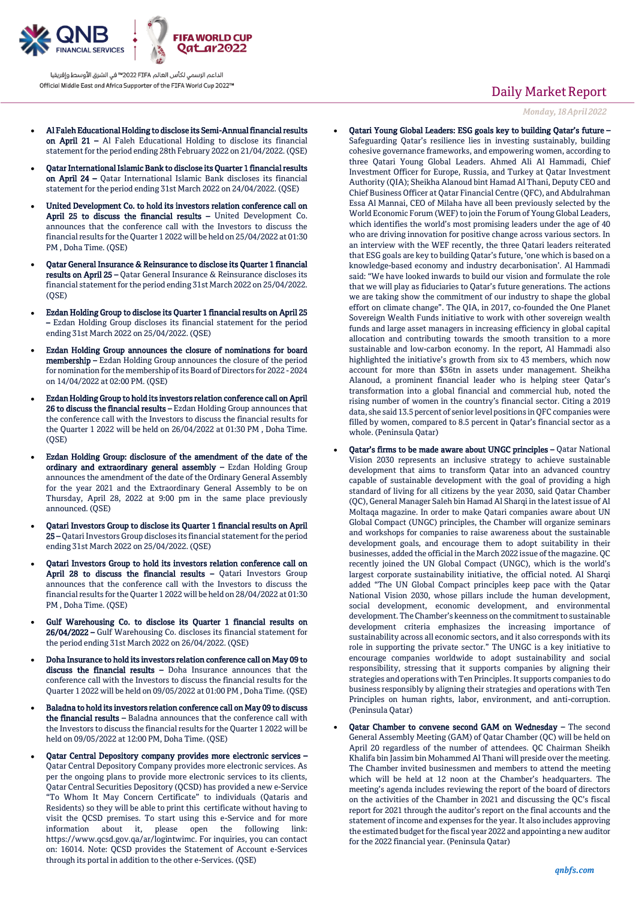- **Al Faleh Educational Holding to disclose its Semi-Annual financial results on April 21 –** Al Faleh Educational Holding to disclose its financial statement for the period ending 28th February 2022 on 21/04/2022. (QSE)

- **Qatar International Islamic Bank to disclose its Quarter 1 financial results on April 24 –** Qatar International Islamic Bank discloses its financial statement for the period ending 31st March 2022 on 24/04/2022. (QSE)

- **United Development Co. to hold its investors relation conference call on April 25 to discuss the financial results –** United Development Co. announces that the conference call with the Investors to discuss the financial results for the Quarter 1 2022 will be held on 25/04/2022 at 01:30 PM , Doha Time. (QSE)

- **Qatar General Insurance & Reinsurance to disclose its Quarter 1 financial results on April 25 –** Qatar General Insurance & Reinsurance discloses its financial statement for the period ending 31st March 2022 on 25/04/2022. (QSE)

- **Ezdan Holding Group to disclose its Quarter 1 financial results on April 25 –** Ezdan Holding Group discloses its financial statement for the period ending 31st March 2022 on 25/04/2022. (QSE)

- **Ezdan Holding Group announces the closure of nominations for board membership –** Ezdan Holding Group announces the closure of the period for nomination for the membership of its Board of Directors for 2022 - 2024 on 14/04/2022 at 02:00 PM. (QSE)

- **Ezdan Holding Group to hold its investors relation conference call on April 26 to discuss the financial results –** Ezdan Holding Group announces that the conference call with the Investors to discuss the financial results for the Quarter 1 2022 will be held on 26/04/2022 at 01:30 PM , Doha Time. (QSE)

- **Ezdan Holding Group: disclosure of the amendment of the date of the ordinary and extraordinary general assembly –** Ezdan Holding Group announces the amendment of the date of the Ordinary General Assembly for the year 2021 and the Extraordinary General Assembly to be on Thursday, April 28, 2022 at 9:00 pm in the same place previously announced. (QSE)

- **Qatari Investors Group to disclose its Quarter 1 financial results on April 25 –** Qatari Investors Group discloses its financial statement for the period ending 31st March 2022 on 25/04/2022. (QSE)

- **Qatari Investors Group to hold its investors relation conference call on April 28 to discuss the financial results –** Qatari Investors Group announces that the conference call with the Investors to discuss the financial results for the Quarter 1 2022 will be held on 28/04/2022 at 01:30 PM , Doha Time. (QSE)

- **Gulf Warehousing Co. to disclose its Quarter 1 financial results on 26/04/2022 –** Gulf Warehousing Co. discloses its financial statement for the period ending 31st March 2022 on 26/04/2022. (QSE)

- **Doha Insurance to hold its investors relation conference call on May 09 to discuss the financial results –** Doha Insurance announces that the conference call with the Investors to discuss the financial results for the Quarter 1 2022 will be held on 09/05/2022 at 01:00 PM , Doha Time. (QSE)

- **Baladna to hold its investors relation conference call on May 09 to discuss the financial results –** Baladna announces that the conference call with the Investors to discuss the financial results for the Quarter 1 2022 will be held on 09/05/2022 at 12:00 PM, Doha Time. (QSE)

- **Qatar Central Depository company provides more electronic services –** Qatar Central Depository Company provides more electronic services. As per the ongoing plans to provide more electronic services to its clients, Qatar Central Securities Depository (QCSD) has provided a new e-Service "To Whom It May Concern Certificate" to individuals (Qataris and Residents) so they will be able to print this certificate without having to visit the QCSD premises. To start using this e-Service and for more information about it, please open the following link: https://www.qcsd.gov.qa/ar/logintwimc. For inquiries, you can contact on: 16014. Note: QCSD provides the Statement of Account e-Services through its portal in addition to the other e-Services. (QSE)

- **Qatari Young Global Leaders: ESG goals key to building Qatar's future –** Safeguarding Qatar's resilience lies in investing sustainably, building cohesive governance frameworks, and empowering women, according to three Qatari Young Global Leaders. Ahmed Ali Al Hammadi, Chief Investment Officer for Europe, Russia, and Turkey at Qatar Investment Authority (QIA); Sheikha Alanoud bint Hamad Al Thani, Deputy CEO and Chief Business Officer at Qatar Financial Centre (QFC), and Abdulrahman Essa Al Mannai, CEO of Milaha have all been previously selected by the World Economic Forum (WEF) to join the Forum of Young Global Leaders, which identifies the world's most promising leaders under the age of 40 who are driving innovation for positive change across various sectors. In an interview with the WEF recently, the three Qatari leaders reiterated that ESG goals are key to building Qatar's future, 'one which is based on a knowledge-based economy and industry decarbonisation'. Al Hammadi said: "We have looked inwards to build our vision and formulate the role that we will play as fiduciaries to Qatar's future generations. The actions we are taking show the commitment of our industry to shape the global effort on climate change". The QIA, in 2017, co-founded the One Planet Sovereign Wealth Funds initiative to work with other sovereign wealth funds and large asset managers in increasing efficiency in global capital allocation and contributing towards the smooth transition to a more sustainable and low-carbon economy. In the report, Al Hammadi also highlighted the initiative's growth from six to 43 members, which now account for more than $36tn in assets under management. Sheikha Alanoud, a prominent financial leader who is helping steer Qatar's transformation into a global financial and commercial hub, noted the rising number of women in the country's financial sector. Citing a 2019 data, she said 13.5 percent of senior level positions in QFC companies were filled by women, compared to 8.5 percent in Qatar's financial sector as a whole. (Peninsula Qatar)

- **Qatar's firms to be made aware about UNGC principles –** Qatar National Vision 2030 represents an inclusive strategy to achieve sustainable development that aims to transform Qatar into an advanced country capable of sustainable development with the goal of providing a high standard of living for all citizens by the year 2030, said Qatar Chamber (QC), General Manager Saleh bin Hamad Al Sharqi in the latest issue of Al Moltaqa magazine. In order to make Qatari companies aware about UN Global Compact (UNGC) principles, the Chamber will organize seminars and workshops for companies to raise awareness about the sustainable development goals, and encourage them to adopt suitability in their businesses, added the official in the March 2022 issue of the magazine. QC recently joined the UN Global Compact (UNGC), which is the world's largest corporate sustainability initiative, the official noted. Al Sharqi added "The UN Global Compact principles keep pace with the Qatar National Vision 2030, whose pillars include the human development, social development, economic development, and environmental development. The Chamber's keenness on the commitment to sustainable development criteria emphasizes the increasing importance of sustainability across all economic sectors, and it also corresponds with its role in supporting the private sector." The UNGC is a key initiative to encourage companies worldwide to adopt sustainability and social responsibility, stressing that it supports companies by aligning their strategies and operations with Ten Principles. It supports companies to do business responsibly by aligning their strategies and operations with Ten Principles on human rights, labor, environment, and anti-corruption. (Peninsula Qatar)

- **Qatar Chamber to convene second GAM on Wednesday –** The second General Assembly Meeting (GAM) of Qatar Chamber (QC) will be held on April 20 regardless of the number of attendees. QC Chairman Sheikh Khalifa bin Jassim bin Mohammed Al Thani will preside over the meeting. The Chamber invited businessmen and members to attend the meeting which will be held at 12 noon at the Chamber's headquarters. The meeting's agenda includes reviewing the report of the board of directors on the activities of the Chamber in 2021 and discussing the QC's fiscal report for 2021 through the auditor's report on the final accounts and the statement of income and expenses for the year. It also includes approving the estimated budget for the fiscal year 2022 and appointing a new auditor for the 2022 financial year. (Peninsula Qatar)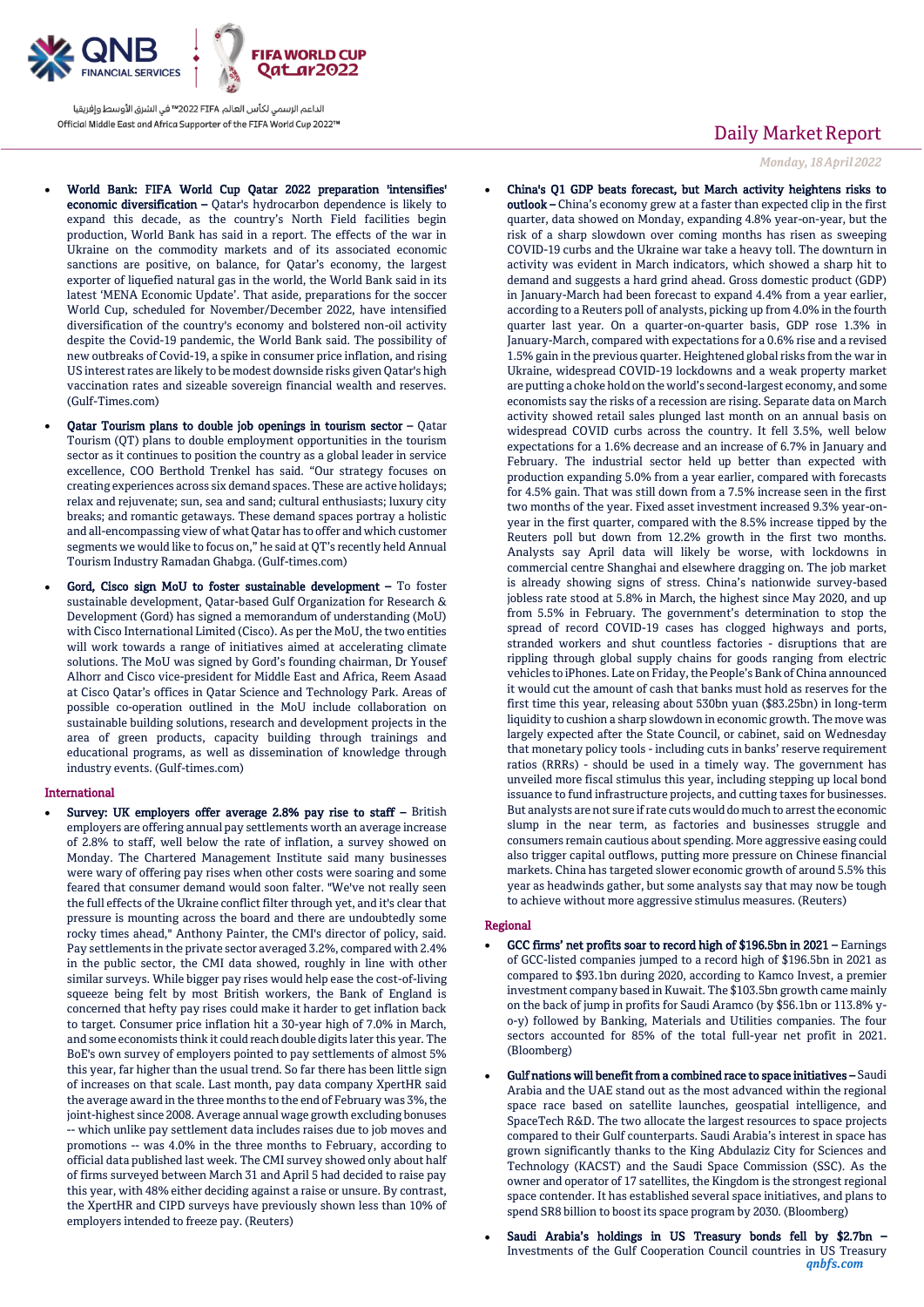- **World Bank: FIFA World Cup Qatar 2022 preparation 'intensifies' economic diversification –** Qatar's hydrocarbon dependence is likely to expand this decade, as the country's North Field facilities begin production, World Bank has said in a report. The effects of the war in Ukraine on the commodity markets and of its associated economic sanctions are positive, on balance, for Qatar's economy, the largest exporter of liquefied natural gas in the world, the World Bank said in its latest 'MENA Economic Update'. That aside, preparations for the soccer World Cup, scheduled for November/December 2022, have intensified diversification of the country's economy and bolstered non-oil activity despite the Covid-19 pandemic, the World Bank said. The possibility of new outbreaks of Covid-19, a spike in consumer price inflation, and rising US interest rates are likely to be modest downside risks given Qatar's high vaccination rates and sizeable sovereign financial wealth and reserves. (Gulf-Times.com)

- **Qatar Tourism plans to double job openings in tourism sector –** Qatar Tourism (QT) plans to double employment opportunities in the tourism sector as it continues to position the country as a global leader in service excellence, COO Berthold Trenkel has said. "Our strategy focuses on creating experiences across six demand spaces. These are active holidays; relax and rejuvenate; sun, sea and sand; cultural enthusiasts; luxury city breaks; and romantic getaways. These demand spaces portray a holistic and all-encompassing view of what Qatar has to offer and which customer segments we would like to focus on," he said at QT's recently held Annual Tourism Industry Ramadan Ghabga. (Gulf-times.com)

- **Gord, Cisco sign MoU to foster sustainable development –** To foster sustainable development, Qatar-based Gulf Organization for Research & Development (Gord) has signed a memorandum of understanding (MoU) with Cisco International Limited (Cisco). As per the MoU, the two entities will work towards a range of initiatives aimed at accelerating climate solutions. The MoU was signed by Gord's founding chairman, Dr Yousef Alhorr and Cisco vice-president for Middle East and Africa, Reem Asaad at Cisco Qatar's offices in Qatar Science and Technology Park. Areas of possible co-operation outlined in the MoU include collaboration on sustainable building solutions, research and development projects in the area of green products, capacity building through trainings and educational programs, as well as dissemination of knowledge through industry events. (Gulf-times.com)

## International

- **Survey: UK employers offer average 2.8% pay rise to staff –** British employers are offering annual pay settlements worth an average increase of 2.8% to staff, well below the rate of inflation, a survey showed on Monday. The Chartered Management Institute said many businesses were wary of offering pay rises when other costs were soaring and some feared that consumer demand would soon falter. "We've not really seen the full effects of the Ukraine conflict filter through yet, and it's clear that pressure is mounting across the board and there are undoubtedly some rocky times ahead," Anthony Painter, the CMI's director of policy, said. Pay settlements in the private sector averaged 3.2%, compared with 2.4% in the public sector, the CMI data showed, roughly in line with other similar surveys. While bigger pay rises would help ease the cost-of-living squeeze being felt by most British workers, the Bank of England is concerned that hefty pay rises could make it harder to get inflation back to target. Consumer price inflation hit a 30-year high of 7.0% in March, and some economists think it could reach double digits later this year. The BoE's own survey of employers pointed to pay settlements of almost 5% this year, far higher than the usual trend. So far there has been little sign of increases on that scale. Last month, pay data company XpertHR said the average award in the three months to the end of February was 3%, the joint-highest since 2008. Average annual wage growth excluding bonuses -- which unlike pay settlement data includes raises due to job moves and promotions -- was 4.0% in the three months to February, according to official data published last week. The CMI survey showed only about half of firms surveyed between March 31 and April 5 had decided to raise pay this year, with 48% either deciding against a raise or unsure. By contrast, the XpertHR and CIPD surveys have previously shown less than 10% of employers intended to freeze pay. (Reuters)

- **China's Q1 GDP beats forecast, but March activity heightens risks to outlook –** China's economy grew at a faster than expected clip in the first quarter, data showed on Monday, expanding 4.8% year-on-year, but the risk of a sharp slowdown over coming months has risen as sweeping COVID-19 curbs and the Ukraine war take a heavy toll. The downturn in activity was evident in March indicators, which showed a sharp hit to demand and suggests a hard grind ahead. Gross domestic product (GDP) in January-March had been forecast to expand 4.4% from a year earlier, according to a Reuters poll of analysts, picking up from 4.0% in the fourth quarter last year. On a quarter-on-quarter basis, GDP rose 1.3% in January-March, compared with expectations for a 0.6% rise and a revised 1.5% gain in the previous quarter. Heightened global risks from the war in Ukraine, widespread COVID-19 lockdowns and a weak property market are putting a choke hold on the world's second-largest economy, and some economists say the risks of a recession are rising. Separate data on March activity showed retail sales plunged last month on an annual basis on widespread COVID curbs across the country. It fell 3.5%, well below expectations for a 1.6% decrease and an increase of 6.7% in January and February. The industrial sector held up better than expected with production expanding 5.0% from a year earlier, compared with forecasts for 4.5% gain. That was still down from a 7.5% increase seen in the first two months of the year. Fixed asset investment increased 9.3% year-on-year in the first quarter, compared with the 8.5% increase tipped by the Reuters poll but down from 12.2% growth in the first two months. Analysts say April data will likely be worse, with lockdowns in commercial centre Shanghai and elsewhere dragging on. The job market is already showing signs of stress. China's nationwide survey-based jobless rate stood at 5.8% in March, the highest since May 2020, and up from 5.5% in February. The government's determination to stop the spread of record COVID-19 cases has clogged highways and ports, stranded workers and shut countless factories - disruptions that are rippling through global supply chains for goods ranging from electric vehicles to iPhones. Late on Friday, the People's Bank of China announced it would cut the amount of cash that banks must hold as reserves for the first time this year, releasing about 530bn yuan ($83.25bn) in long-term liquidity to cushion a sharp slowdown in economic growth. The move was largely expected after the State Council, or cabinet, said on Wednesday that monetary policy tools - including cuts in banks' reserve requirement ratios (RRRs) - should be used in a timely way. The government has unveiled more fiscal stimulus this year, including stepping up local bond issuance to fund infrastructure projects, and cutting taxes for businesses. But analysts are not sure if rate cuts would do much to arrest the economic slump in the near term, as factories and businesses struggle and consumers remain cautious about spending. More aggressive easing could also trigger capital outflows, putting more pressure on Chinese financial markets. China has targeted slower economic growth of around 5.5% this year as headwinds gather, but some analysts say that may now be tough to achieve without more aggressive stimulus measures. (Reuters)

## Regional

- **GCC firms' net profits soar to record high of $196.5bn in 2021 –** Earnings of GCC-listed companies jumped to a record high of $196.5bn in 2021 as compared to $93.1bn during 2020, according to Kamco Invest, a premier investment company based in Kuwait. The $103.5bn growth came mainly on the back of jump in profits for Saudi Aramco (by $56.1bn or 113.8% y-o-y) followed by Banking, Materials and Utilities companies. The four sectors accounted for 85% of the total full-year net profit in 2021. (Bloomberg)

- **Gulf nations will benefit from a combined race to space initiatives –** Saudi Arabia and the UAE stand out as the most advanced within the regional space race based on satellite launches, geospatial intelligence, and SpaceTech R&D. The two allocate the largest resources to space projects compared to their Gulf counterparts. Saudi Arabia's interest in space has grown significantly thanks to the King Abdulaziz City for Sciences and Technology (KACST) and the Saudi Space Commission (SSC). As the owner and operator of 17 satellites, the Kingdom is the strongest regional space contender. It has established several space initiatives, and plans to spend SR8 billion to boost its space program by 2030. (Bloomberg)

- **Saudi Arabia's holdings in US Treasury bonds fell by $2.7bn –** Investments of the Gulf Cooperation Council countries in US Treasury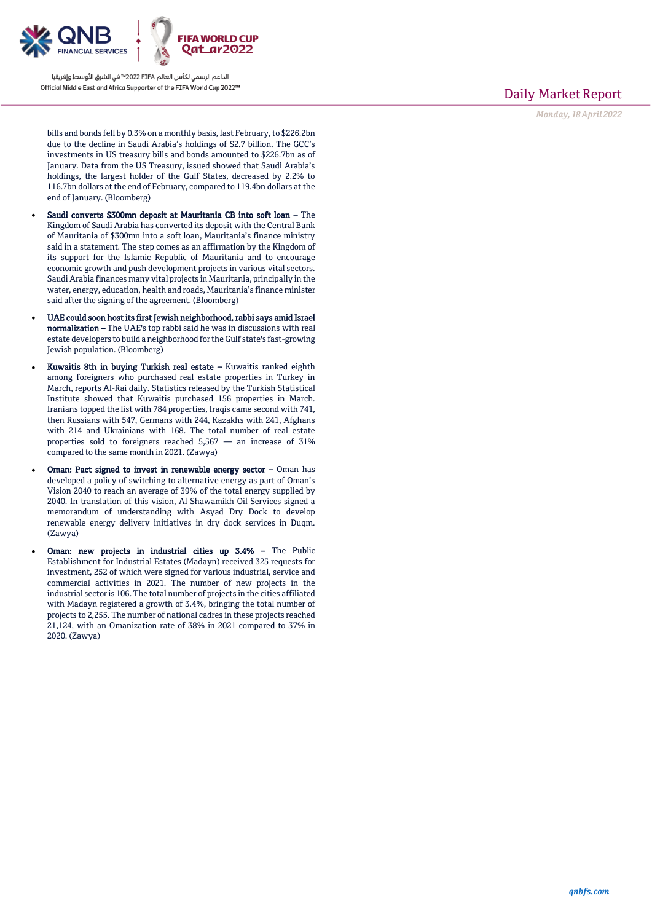bills and bonds fell by 0.3% on a monthly basis, last February, to $226.2bn due to the decline in Saudi Arabia's holdings of $2.7 billion. The GCC's investments in US treasury bills and bonds amounted to $226.7bn as of January. Data from the US Treasury, issued showed that Saudi Arabia's holdings, the largest holder of the Gulf States, decreased by 2.2% to 116.7bn dollars at the end of February, compared to 119.4bn dollars at the end of January. (Bloomberg)

- **Saudi converts $300mn deposit at Mauritania CB into soft loan –** The Kingdom of Saudi Arabia has converted its deposit with the Central Bank of Mauritania of $300mn into a soft loan, Mauritania's finance ministry said in a statement. The step comes as an affirmation by the Kingdom of its support for the Islamic Republic of Mauritania and to encourage economic growth and push development projects in various vital sectors. Saudi Arabia finances many vital projects in Mauritania, principally in the water, energy, education, health and roads, Mauritania's finance minister said after the signing of the agreement. (Bloomberg)
- **UAE could soon host its first Jewish neighborhood, rabbi says amid Israel normalization –** The UAE's top rabbi said he was in discussions with real estate developers to build a neighborhood for the Gulf state's fast-growing Jewish population. (Bloomberg)
- **Kuwaitis 8th in buying Turkish real estate –** Kuwaitis ranked eighth among foreigners who purchased real estate properties in Turkey in March, reports Al-Rai daily. Statistics released by the Turkish Statistical Institute showed that Kuwaitis purchased 156 properties in March. Iranians topped the list with 784 properties, Iraqis came second with 741, then Russians with 547, Germans with 244, Kazakhs with 241, Afghans with 214 and Ukrainians with 168. The total number of real estate properties sold to foreigners reached 5,567 — an increase of 31% compared to the same month in 2021. (Zawya)
- **Oman: Pact signed to invest in renewable energy sector –** Oman has developed a policy of switching to alternative energy as part of Oman's Vision 2040 to reach an average of 39% of the total energy supplied by 2040. In translation of this vision, Al Shawamikh Oil Services signed a memorandum of understanding with Asyad Dry Dock to develop renewable energy delivery initiatives in dry dock services in Duqm. (Zawya)
- **Oman: new projects in industrial cities up 3.4% –** The Public Establishment for Industrial Estates (Madayn) received 325 requests for investment, 252 of which were signed for various industrial, service and commercial activities in 2021. The number of new projects in the industrial sector is 106. The total number of projects in the cities affiliated with Madayn registered a growth of 3.4%, bringing the total number of projects to 2,255. The number of national cadres in these projects reached 21,124, with an Omanization rate of 38% in 2021 compared to 37% in 2020. (Zawya)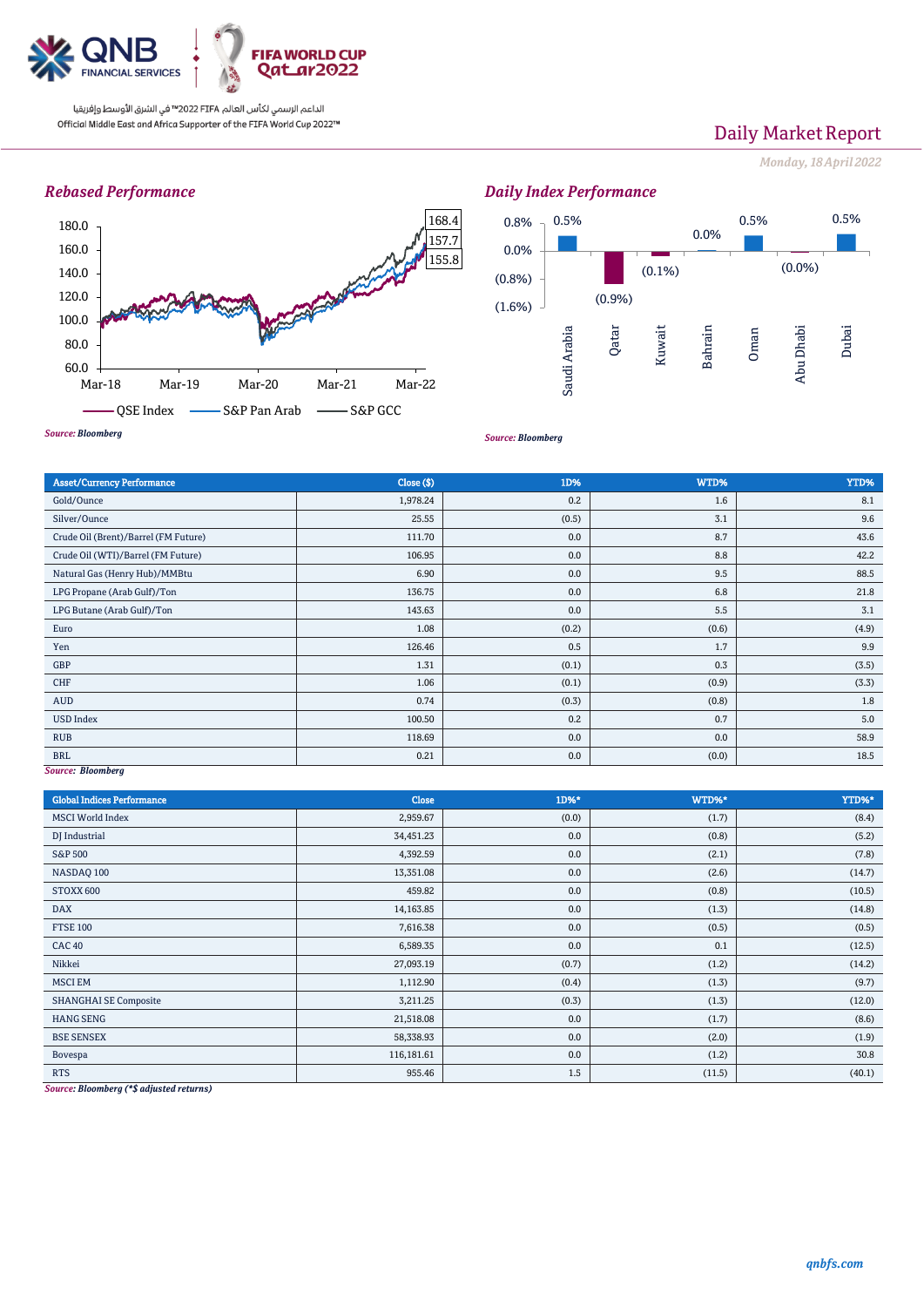## Rebased Performance

Source: Bloomberg

## Daily Index Performance

| Index | Change |
|---|---|
| Saudi Arabia | 0.5% |
| Qatar | (0.9%) |
| Kuwait | (0.1%) |
| Bahrain | 0.0% |
| Oman | 0.5% |
| Abu Dhabi | (0.0%) |
| Dubai | 0.5% |

Source: Bloomberg

| Asset/Currency Performance | Close ($) | 1D% | WTD% | YTD% |
|---|---|---|---|---|
| Gold/Ounce | 1,978.24 | 0.2 | 1.6 | 8.1 |
| Silver/Ounce | 25.55 | (0.5) | 3.1 | 9.6 |
| Crude Oil (Brent)/Barrel (FM Future) | 111.70 | 0.0 | 8.7 | 43.6 |
| Crude Oil (WTI)/Barrel (FM Future) | 106.95 | 0.0 | 8.8 | 42.2 |
| Natural Gas (Henry Hub)/MMBtu | 6.90 | 0.0 | 9.5 | 88.5 |
| LPG Propane (Arab Gulf)/Ton | 136.75 | 0.0 | 6.8 | 21.8 |
| LPG Butane (Arab Gulf)/Ton | 143.63 | 0.0 | 5.5 | 3.1 |
| Euro | 1.08 | (0.2) | (0.6) | (4.9) |
| Yen | 126.46 | 0.5 | 1.7 | 9.9 |
| GBP | 1.31 | (0.1) | 0.3 | (3.5) |
| CHF | 1.06 | (0.1) | (0.9) | (3.3) |
| AUD | 0.74 | (0.3) | (0.8) | 1.8 |
| USD Index | 100.50 | 0.2 | 0.7 | 5.0 |
| RUB | 118.69 | 0.0 | 0.0 | 58.9 |
| BRL | 0.21 | 0.0 | (0.0) | 18.5 |

Source: Bloomberg

| Global Indices Performance | Close | 1D%* | WTD%* | YTD%* |
|---|---|---|---|---|
| MSCI World Index | 2,959.67 | (0.0) | (1.7) | (8.4) |
| DJ Industrial | 34,451.23 | 0.0 | (0.8) | (5.2) |
| S&P 500 | 4,392.59 | 0.0 | (2.1) | (7.8) |
| NASDAQ 100 | 13,351.08 | 0.0 | (2.6) | (14.7) |
| STOXX 600 | 459.82 | 0.0 | (0.8) | (10.5) |
| DAX | 14,163.85 | 0.0 | (1.3) | (14.8) |
| FTSE 100 | 7,616.38 | 0.0 | (0.5) | (0.5) |
| CAC 40 | 6,589.35 | 0.0 | 0.1 | (12.5) |
| Nikkei | 27,093.19 | (0.7) | (1.2) | (14.2) |
| MSCI EM | 1,112.90 | (0.4) | (1.3) | (9.7) |
| SHANGHAI SE Composite | 3,211.25 | (0.3) | (1.3) | (12.0) |
| HANG SENG | 21,518.08 | 0.0 | (1.7) | (8.6) |
| BSE SENSEX | 58,338.93 | 0.0 | (2.0) | (1.9) |
| Bovespa | 116,181.61 | 0.0 | (1.2) | 30.8 |
| RTS | 955.46 | 1.5 | (11.5) | (40.1) |

Source: Bloomberg (*$ adjusted returns)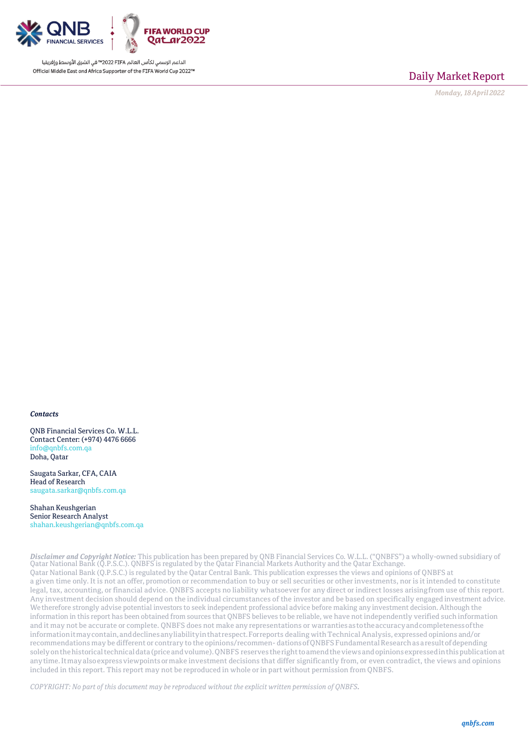الداعم الرسمي لكأس العالم FIFA 2022™ في الشرق الأوسط وإفريقيا
Official Middle East and Africa Supporter of the FIFA World Cup 2022™

# Daily Market Report

*Monday, 18 April 2022*

***Contacts***

QNB Financial Services Co. W.L.L.
Contact Center: (+974) 4476 6666
info@qnbfs.com.qa
Doha, Qatar

Saugata Sarkar, CFA, CAIA
Head of Research
saugata.sarkar@qnbfs.com.qa

Shahan Keushgerian
Senior Research Analyst
shahan.keushgerian@qnbfs.com.qa

***Disclaimer and Copyright Notice:*** This publication has been prepared by QNB Financial Services Co. W.L.L. ("QNBFS") a wholly-owned subsidiary of Qatar National Bank (Q.P.S.C.). QNBFS is regulated by the Qatar Financial Markets Authority and the Qatar Exchange. Qatar National Bank (Q.P.S.C.) is regulated by the Qatar Central Bank. This publication expresses the views and opinions of QNBFS at a given time only. It is not an offer, promotion or recommendation to buy or sell securities or other investments, nor is it intended to constitute legal, tax, accounting, or financial advice. QNBFS accepts no liability whatsoever for any direct or indirect losses arising from use of this report. Any investment decision should depend on the individual circumstances of the investor and be based on specifically engaged investment advice. We therefore strongly advise potential investors to seek independent professional advice before making any investment decision. Although the information in this report has been obtained from sources that QNBFS believes to be reliable, we have not independently verified such information and it may not be accurate or complete. QNBFS does not make any representations or warranties as to the accuracy and completeness of the information it may contain, and declines any liability in that respect. For reports dealing with Technical Analysis, expressed opinions and/or recommendations may be different or contrary to the opinions/recommen- dations of QNBFS Fundamental Research as a result of depending solely on the historical technical data (price and volume). QNBFS reserves the right to amend the views and opinions expressed in this publication at any time. It may also express viewpoints or make investment decisions that differ significantly from, or even contradict, the views and opinions included in this report. This report may not be reproduced in whole or in part without permission from QNBFS.

*COPYRIGHT: No part of this document may be reproduced without the explicit written permission of QNBFS.*

*qnbfs.com*